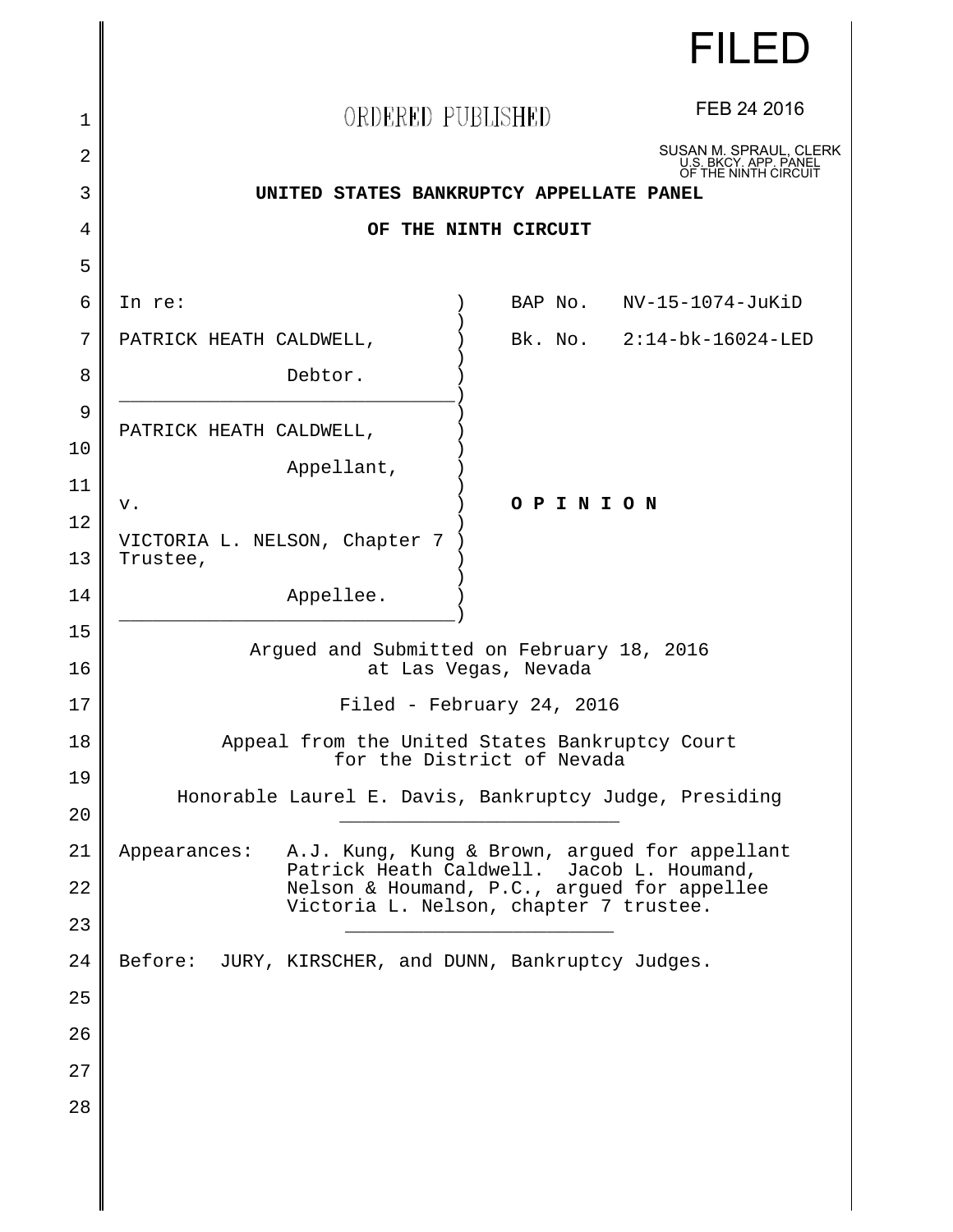FILED

FEB 24 2016

SUSAN M. SPRAUL, CLERK
U.S. BKCY. APP. PANEL
OF THE NINTH CIRCUIT

ORDERED PUBLISHED

**UNITED STATES BANKRUPTCY APPELLATE PANEL**

**OF THE NINTH CIRCUIT**

| | |
|---|---|
| In re: | BAP No. NV-15-1074-JuKiD |
| PATRICK HEATH CALDWELL, Debtor. | Bk. No. 2:14-bk-16024-LED |
| PATRICK HEATH CALDWELL, Appellant, | |
| v. | **O P I N I O N** |
| VICTORIA L. NELSON, Chapter 7 Trustee, Appellee. | |

Argued and Submitted on February 18, 2016
at Las Vegas, Nevada

Filed - February 24, 2016

Appeal from the United States Bankruptcy Court
for the District of Nevada

Honorable Laurel E. Davis, Bankruptcy Judge, Presiding

---

Appearances: A.J. Kung, Kung & Brown, argued for appellant Patrick Heath Caldwell. Jacob L. Houmand, Nelson & Houmand, P.C., argued for appellee Victoria L. Nelson, chapter 7 trustee.

---

Before: JURY, KIRSCHER, and DUNN, Bankruptcy Judges.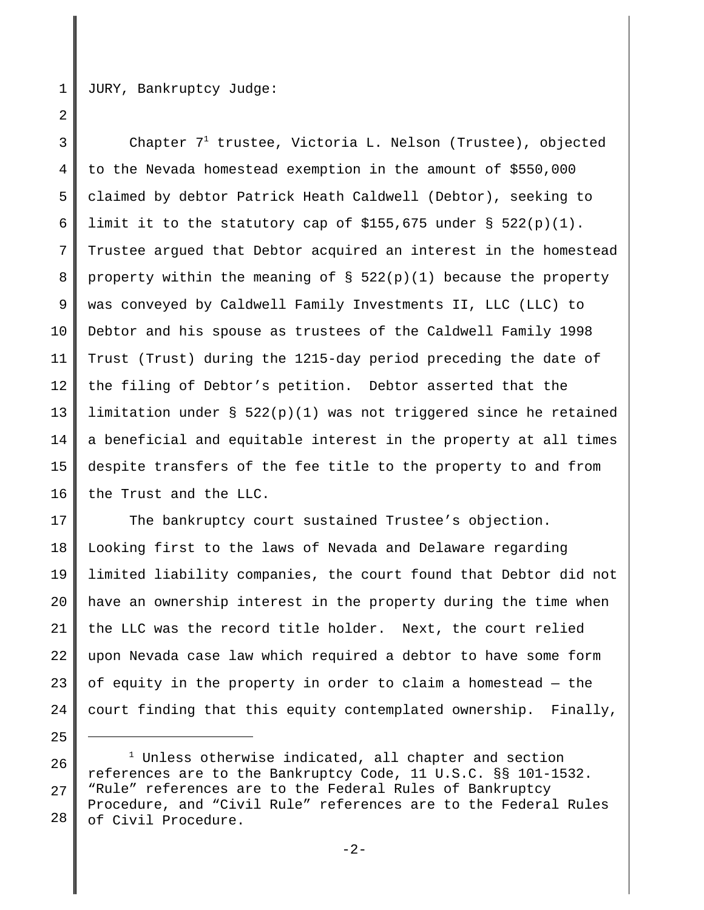JURY, Bankruptcy Judge:

Chapter 7[1] trustee, Victoria L. Nelson (Trustee), objected to the Nevada homestead exemption in the amount of $550,000 claimed by debtor Patrick Heath Caldwell (Debtor), seeking to limit it to the statutory cap of $155,675 under § 522(p)(1). Trustee argued that Debtor acquired an interest in the homestead property within the meaning of § 522(p)(1) because the property was conveyed by Caldwell Family Investments II, LLC (LLC) to Debtor and his spouse as trustees of the Caldwell Family 1998 Trust (Trust) during the 1215-day period preceding the date of the filing of Debtor's petition. Debtor asserted that the limitation under § 522(p)(1) was not triggered since he retained a beneficial and equitable interest in the property at all times despite transfers of the fee title to the property to and from the Trust and the LLC.

The bankruptcy court sustained Trustee's objection. Looking first to the laws of Nevada and Delaware regarding limited liability companies, the court found that Debtor did not have an ownership interest in the property during the time when the LLC was the record title holder. Next, the court relied upon Nevada case law which required a debtor to have some form of equity in the property in order to claim a homestead — the court finding that this equity contemplated ownership. Finally,

---

[1] Unless otherwise indicated, all chapter and section references are to the Bankruptcy Code, 11 U.S.C. §§ 101-1532. "Rule" references are to the Federal Rules of Bankruptcy Procedure, and "Civil Rule" references are to the Federal Rules of Civil Procedure.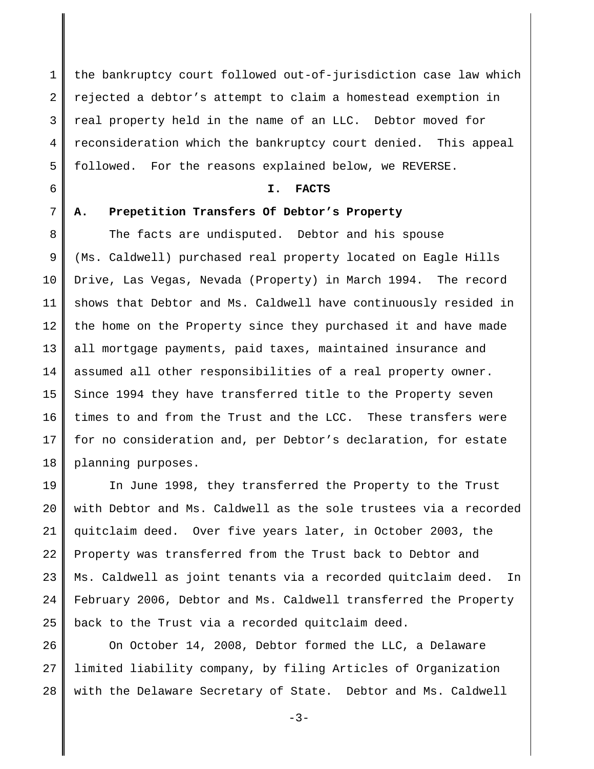the bankruptcy court followed out-of-jurisdiction case law which rejected a debtor's attempt to claim a homestead exemption in real property held in the name of an LLC. Debtor moved for reconsideration which the bankruptcy court denied. This appeal followed. For the reasons explained below, we REVERSE.

## I. FACTS

### A. Prepetition Transfers Of Debtor's Property

The facts are undisputed. Debtor and his spouse (Ms. Caldwell) purchased real property located on Eagle Hills Drive, Las Vegas, Nevada (Property) in March 1994. The record shows that Debtor and Ms. Caldwell have continuously resided in the home on the Property since they purchased it and have made all mortgage payments, paid taxes, maintained insurance and assumed all other responsibilities of a real property owner. Since 1994 they have transferred title to the Property seven times to and from the Trust and the LCC. These transfers were for no consideration and, per Debtor's declaration, for estate planning purposes.

In June 1998, they transferred the Property to the Trust with Debtor and Ms. Caldwell as the sole trustees via a recorded quitclaim deed. Over five years later, in October 2003, the Property was transferred from the Trust back to Debtor and Ms. Caldwell as joint tenants via a recorded quitclaim deed. In February 2006, Debtor and Ms. Caldwell transferred the Property back to the Trust via a recorded quitclaim deed.

On October 14, 2008, Debtor formed the LLC, a Delaware limited liability company, by filing Articles of Organization with the Delaware Secretary of State. Debtor and Ms. Caldwell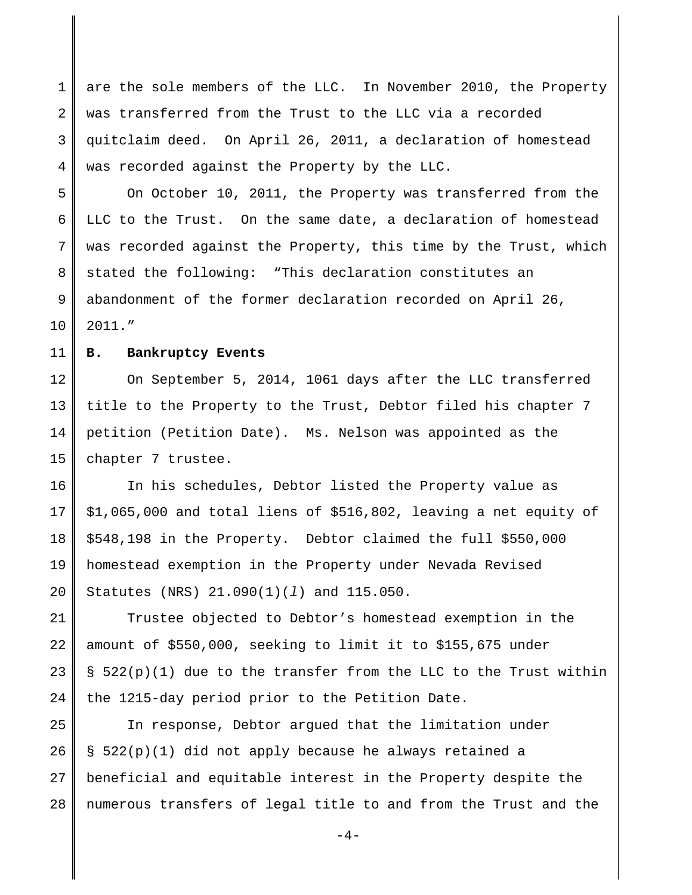are the sole members of the LLC. In November 2010, the Property was transferred from the Trust to the LLC via a recorded quitclaim deed. On April 26, 2011, a declaration of homestead was recorded against the Property by the LLC.

On October 10, 2011, the Property was transferred from the LLC to the Trust. On the same date, a declaration of homestead was recorded against the Property, this time by the Trust, which stated the following: "This declaration constitutes an abandonment of the former declaration recorded on April 26, 2011."

**B. Bankruptcy Events**

On September 5, 2014, 1061 days after the LLC transferred title to the Property to the Trust, Debtor filed his chapter 7 petition (Petition Date). Ms. Nelson was appointed as the chapter 7 trustee.

In his schedules, Debtor listed the Property value as $1,065,000 and total liens of $516,802, leaving a net equity of $548,198 in the Property. Debtor claimed the full $550,000 homestead exemption in the Property under Nevada Revised Statutes (NRS) 21.090(1)(*l*) and 115.050.

Trustee objected to Debtor's homestead exemption in the amount of $550,000, seeking to limit it to $155,675 under § 522(p)(1) due to the transfer from the LLC to the Trust within the 1215-day period prior to the Petition Date.

In response, Debtor argued that the limitation under § 522(p)(1) did not apply because he always retained a beneficial and equitable interest in the Property despite the numerous transfers of legal title to and from the Trust and the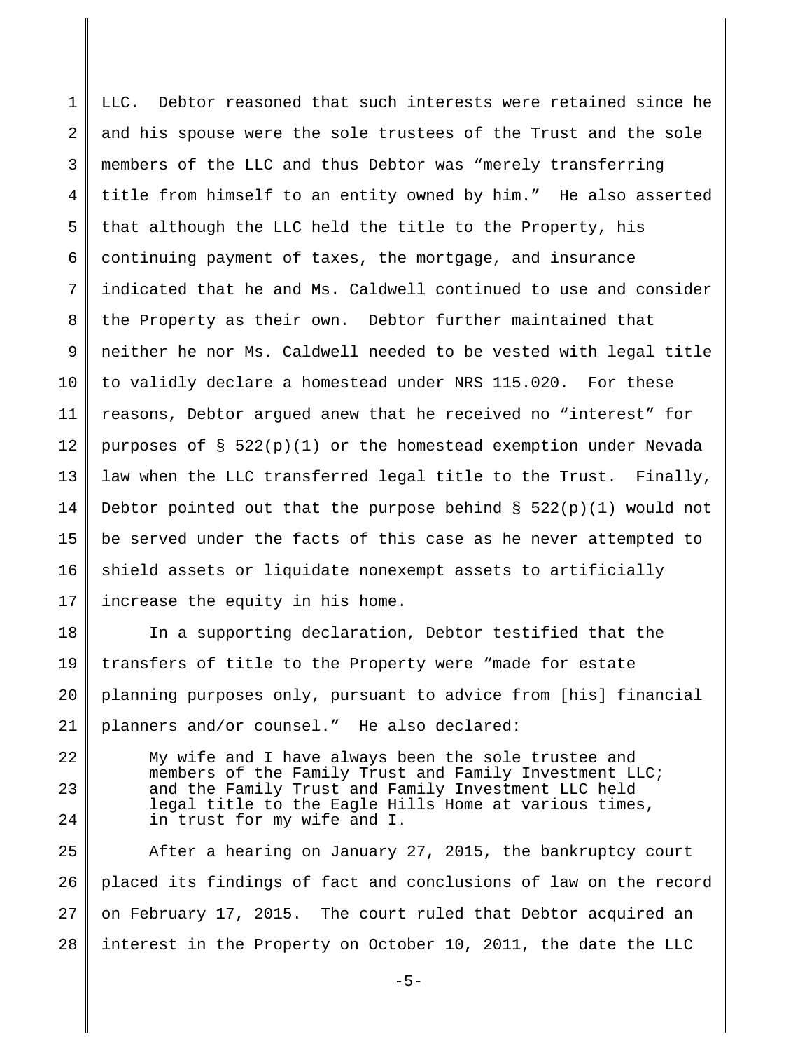LLC. Debtor reasoned that such interests were retained since he and his spouse were the sole trustees of the Trust and the sole members of the LLC and thus Debtor was "merely transferring title from himself to an entity owned by him." He also asserted that although the LLC held the title to the Property, his continuing payment of taxes, the mortgage, and insurance indicated that he and Ms. Caldwell continued to use and consider the Property as their own. Debtor further maintained that neither he nor Ms. Caldwell needed to be vested with legal title to validly declare a homestead under NRS 115.020. For these reasons, Debtor argued anew that he received no "interest" for purposes of § 522(p)(1) or the homestead exemption under Nevada law when the LLC transferred legal title to the Trust. Finally, Debtor pointed out that the purpose behind § 522(p)(1) would not be served under the facts of this case as he never attempted to shield assets or liquidate nonexempt assets to artificially increase the equity in his home.

In a supporting declaration, Debtor testified that the transfers of title to the Property were "made for estate planning purposes only, pursuant to advice from [his] financial planners and/or counsel." He also declared:

> My wife and I have always been the sole trustee and members of the Family Trust and Family Investment LLC; and the Family Trust and Family Investment LLC held legal title to the Eagle Hills Home at various times, in trust for my wife and I.

After a hearing on January 27, 2015, the bankruptcy court placed its findings of fact and conclusions of law on the record on February 17, 2015. The court ruled that Debtor acquired an interest in the Property on October 10, 2011, the date the LLC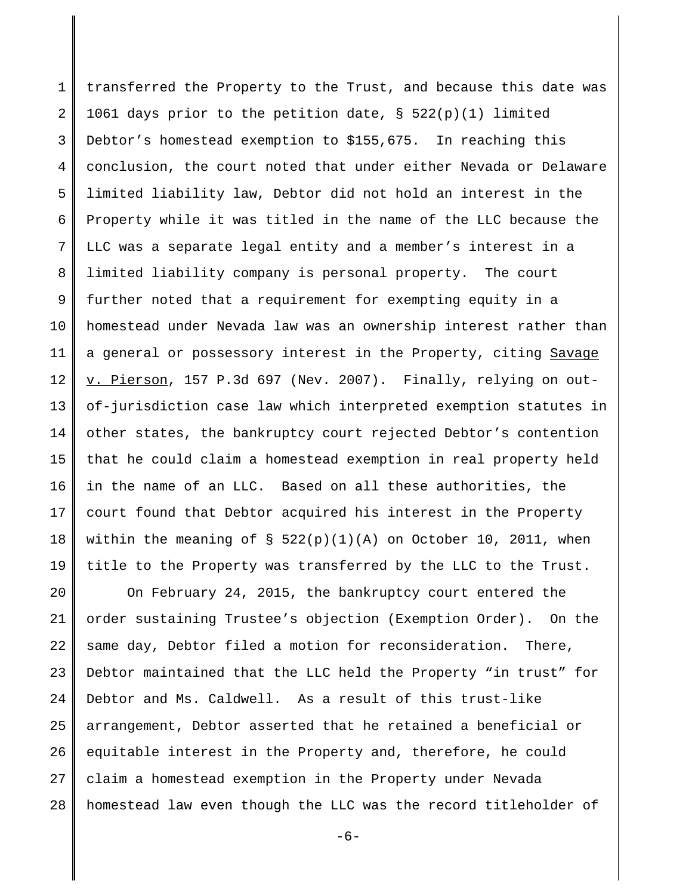transferred the Property to the Trust, and because this date was 1061 days prior to the petition date, § 522(p)(1) limited Debtor's homestead exemption to $155,675. In reaching this conclusion, the court noted that under either Nevada or Delaware limited liability law, Debtor did not hold an interest in the Property while it was titled in the name of the LLC because the LLC was a separate legal entity and a member's interest in a limited liability company is personal property. The court further noted that a requirement for exempting equity in a homestead under Nevada law was an ownership interest rather than a general or possessory interest in the Property, citing Savage v. Pierson, 157 P.3d 697 (Nev. 2007). Finally, relying on out-of-jurisdiction case law which interpreted exemption statutes in other states, the bankruptcy court rejected Debtor's contention that he could claim a homestead exemption in real property held in the name of an LLC. Based on all these authorities, the court found that Debtor acquired his interest in the Property within the meaning of § 522(p)(1)(A) on October 10, 2011, when title to the Property was transferred by the LLC to the Trust.

On February 24, 2015, the bankruptcy court entered the order sustaining Trustee's objection (Exemption Order). On the same day, Debtor filed a motion for reconsideration. There, Debtor maintained that the LLC held the Property "in trust" for Debtor and Ms. Caldwell. As a result of this trust-like arrangement, Debtor asserted that he retained a beneficial or equitable interest in the Property and, therefore, he could claim a homestead exemption in the Property under Nevada homestead law even though the LLC was the record titleholder of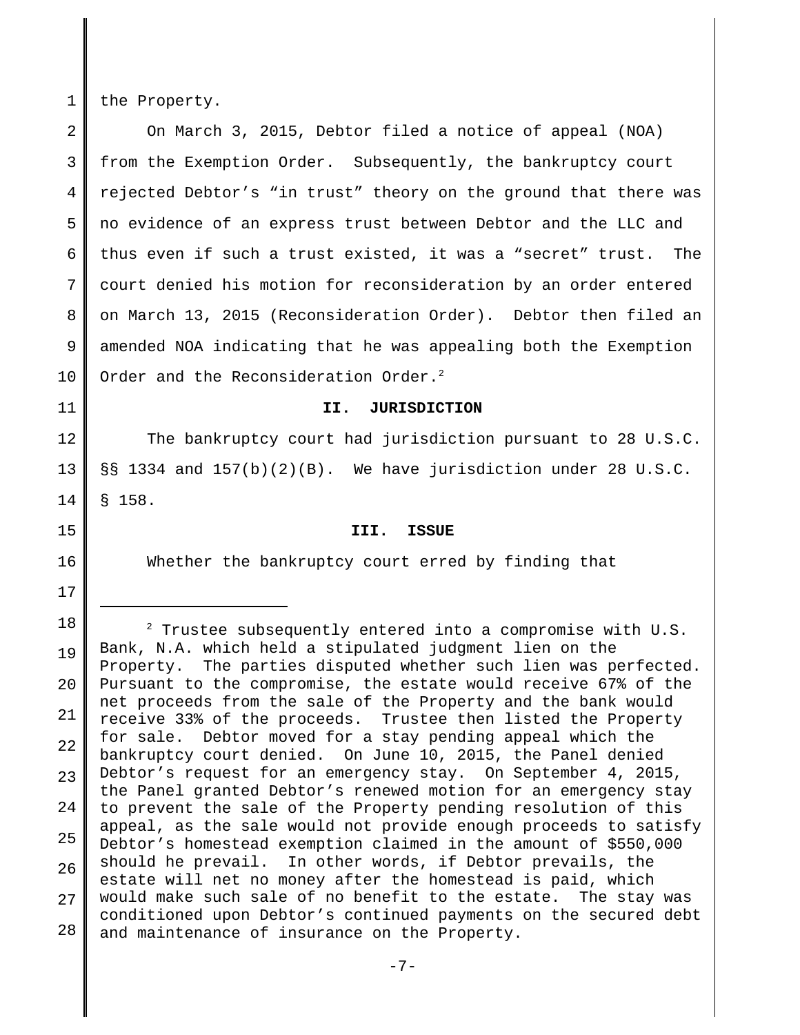the Property.

On March 3, 2015, Debtor filed a notice of appeal (NOA) from the Exemption Order. Subsequently, the bankruptcy court rejected Debtor's "in trust" theory on the ground that there was no evidence of an express trust between Debtor and the LLC and thus even if such a trust existed, it was a "secret" trust. The court denied his motion for reconsideration by an order entered on March 13, 2015 (Reconsideration Order). Debtor then filed an amended NOA indicating that he was appealing both the Exemption Order and the Reconsideration Order.[2]

## II. JURISDICTION

The bankruptcy court had jurisdiction pursuant to 28 U.S.C. §§ 1334 and 157(b)(2)(B). We have jurisdiction under 28 U.S.C. § 158.

## III. ISSUE

Whether the bankruptcy court erred by finding that

---

[2] Trustee subsequently entered into a compromise with U.S. Bank, N.A. which held a stipulated judgment lien on the Property. The parties disputed whether such lien was perfected. Pursuant to the compromise, the estate would receive 67% of the net proceeds from the sale of the Property and the bank would receive 33% of the proceeds. Trustee then listed the Property for sale. Debtor moved for a stay pending appeal which the bankruptcy court denied. On June 10, 2015, the Panel denied Debtor's request for an emergency stay. On September 4, 2015, the Panel granted Debtor's renewed motion for an emergency stay to prevent the sale of the Property pending resolution of this appeal, as the sale would not provide enough proceeds to satisfy Debtor's homestead exemption claimed in the amount of $550,000 should he prevail. In other words, if Debtor prevails, the estate will net no money after the homestead is paid, which would make such sale of no benefit to the estate. The stay was conditioned upon Debtor's continued payments on the secured debt and maintenance of insurance on the Property.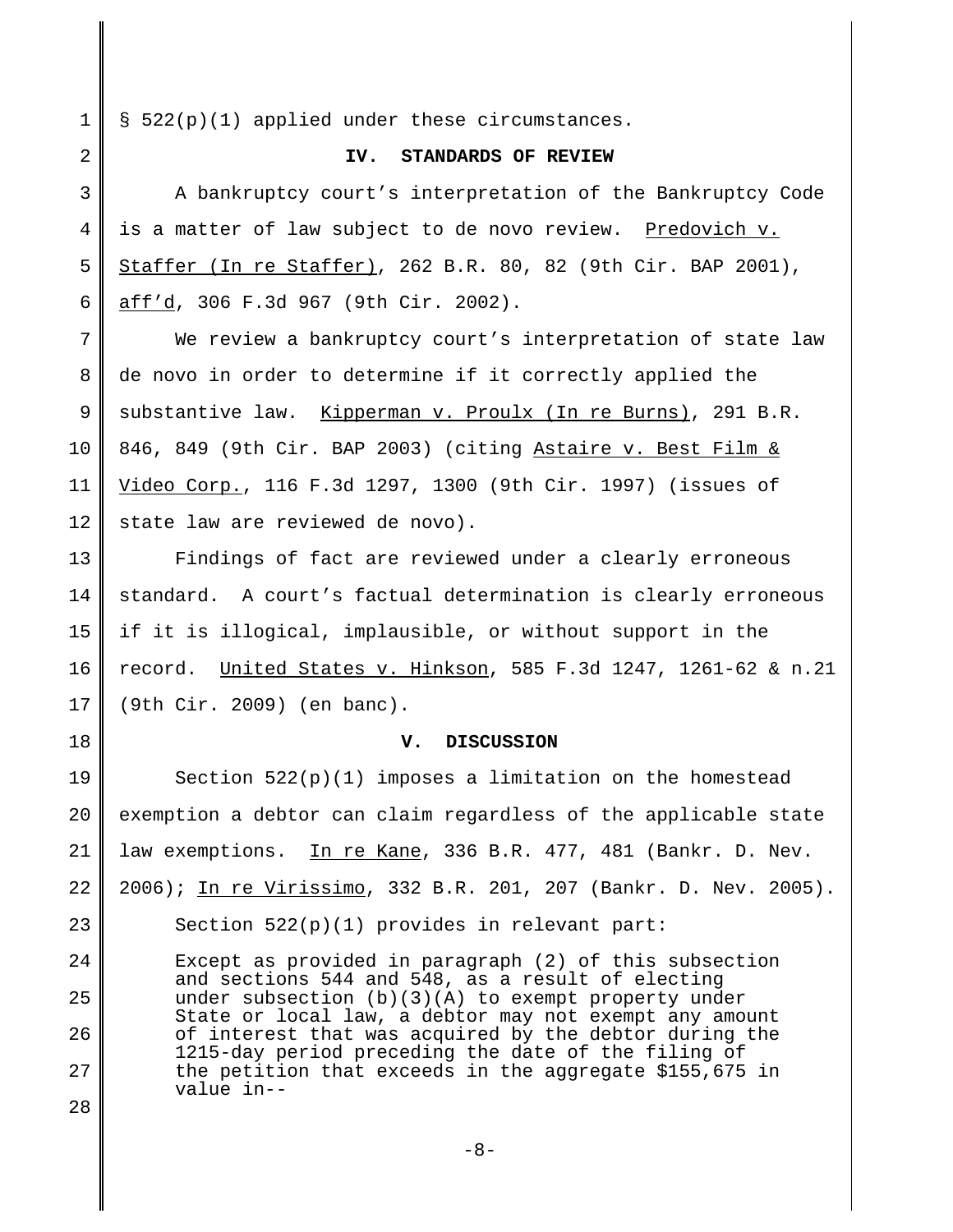§ 522(p)(1) applied under these circumstances.

## IV. STANDARDS OF REVIEW

A bankruptcy court's interpretation of the Bankruptcy Code is a matter of law subject to de novo review. Predovich v. Staffer (In re Staffer), 262 B.R. 80, 82 (9th Cir. BAP 2001), aff'd, 306 F.3d 967 (9th Cir. 2002).

We review a bankruptcy court's interpretation of state law de novo in order to determine if it correctly applied the substantive law. Kipperman v. Proulx (In re Burns), 291 B.R. 846, 849 (9th Cir. BAP 2003) (citing Astaire v. Best Film & Video Corp., 116 F.3d 1297, 1300 (9th Cir. 1997) (issues of state law are reviewed de novo).

Findings of fact are reviewed under a clearly erroneous standard. A court's factual determination is clearly erroneous if it is illogical, implausible, or without support in the record. United States v. Hinkson, 585 F.3d 1247, 1261-62 & n.21 (9th Cir. 2009) (en banc).

## V. DISCUSSION

Section 522(p)(1) imposes a limitation on the homestead exemption a debtor can claim regardless of the applicable state law exemptions. In re Kane, 336 B.R. 477, 481 (Bankr. D. Nev. 2006); In re Virissimo, 332 B.R. 201, 207 (Bankr. D. Nev. 2005).

Section 522(p)(1) provides in relevant part:

> Except as provided in paragraph (2) of this subsection and sections 544 and 548, as a result of electing under subsection (b)(3)(A) to exempt property under State or local law, a debtor may not exempt any amount of interest that was acquired by the debtor during the 1215-day period preceding the date of the filing of the petition that exceeds in the aggregate $155,675 in value in--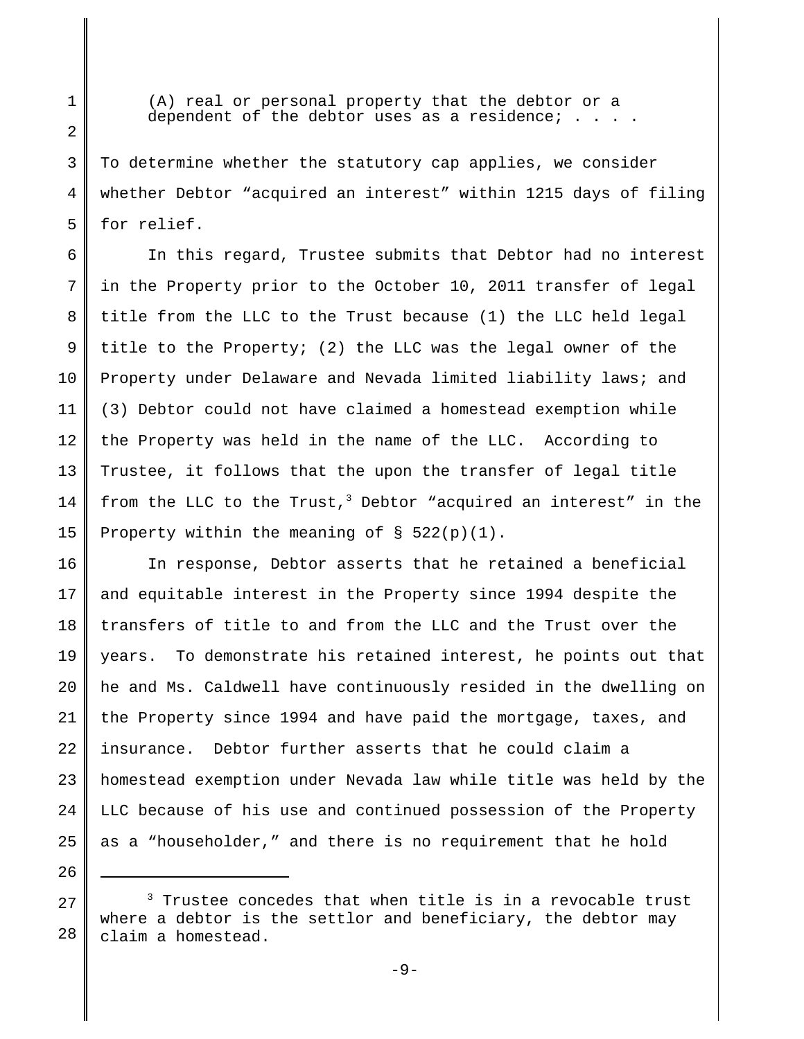(A) real or personal property that the debtor or a dependent of the debtor uses as a residence; . . . .

To determine whether the statutory cap applies, we consider whether Debtor "acquired an interest" within 1215 days of filing for relief.

In this regard, Trustee submits that Debtor had no interest in the Property prior to the October 10, 2011 transfer of legal title from the LLC to the Trust because (1) the LLC held legal title to the Property; (2) the LLC was the legal owner of the Property under Delaware and Nevada limited liability laws; and (3) Debtor could not have claimed a homestead exemption while the Property was held in the name of the LLC. According to Trustee, it follows that the upon the transfer of legal title from the LLC to the Trust,[3] Debtor "acquired an interest" in the Property within the meaning of § 522(p)(1).

In response, Debtor asserts that he retained a beneficial and equitable interest in the Property since 1994 despite the transfers of title to and from the LLC and the Trust over the years. To demonstrate his retained interest, he points out that he and Ms. Caldwell have continuously resided in the dwelling on the Property since 1994 and have paid the mortgage, taxes, and insurance. Debtor further asserts that he could claim a homestead exemption under Nevada law while title was held by the LLC because of his use and continued possession of the Property as a "householder," and there is no requirement that he hold

---

[3] Trustee concedes that when title is in a revocable trust where a debtor is the settlor and beneficiary, the debtor may claim a homestead.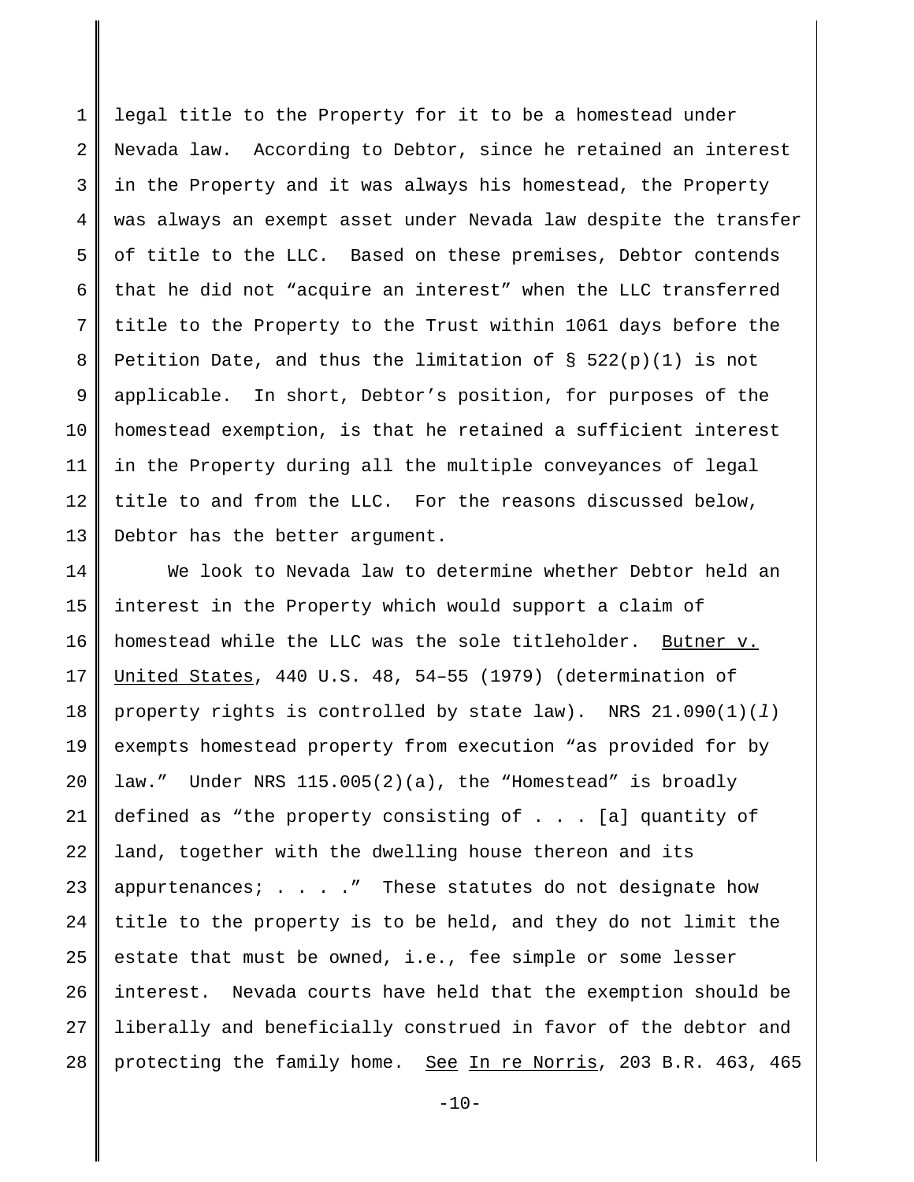legal title to the Property for it to be a homestead under Nevada law. According to Debtor, since he retained an interest in the Property and it was always his homestead, the Property was always an exempt asset under Nevada law despite the transfer of title to the LLC. Based on these premises, Debtor contends that he did not "acquire an interest" when the LLC transferred title to the Property to the Trust within 1061 days before the Petition Date, and thus the limitation of § 522(p)(1) is not applicable. In short, Debtor's position, for purposes of the homestead exemption, is that he retained a sufficient interest in the Property during all the multiple conveyances of legal title to and from the LLC. For the reasons discussed below, Debtor has the better argument.

We look to Nevada law to determine whether Debtor held an interest in the Property which would support a claim of homestead while the LLC was the sole titleholder. Butner v. United States, 440 U.S. 48, 54–55 (1979) (determination of property rights is controlled by state law). NRS 21.090(1)(*l*) exempts homestead property from execution "as provided for by law." Under NRS 115.005(2)(a), the "Homestead" is broadly defined as "the property consisting of . . . [a] quantity of land, together with the dwelling house thereon and its appurtenances; . . . ." These statutes do not designate how title to the property is to be held, and they do not limit the estate that must be owned, i.e., fee simple or some lesser interest. Nevada courts have held that the exemption should be liberally and beneficially construed in favor of the debtor and protecting the family home. See In re Norris, 203 B.R. 463, 465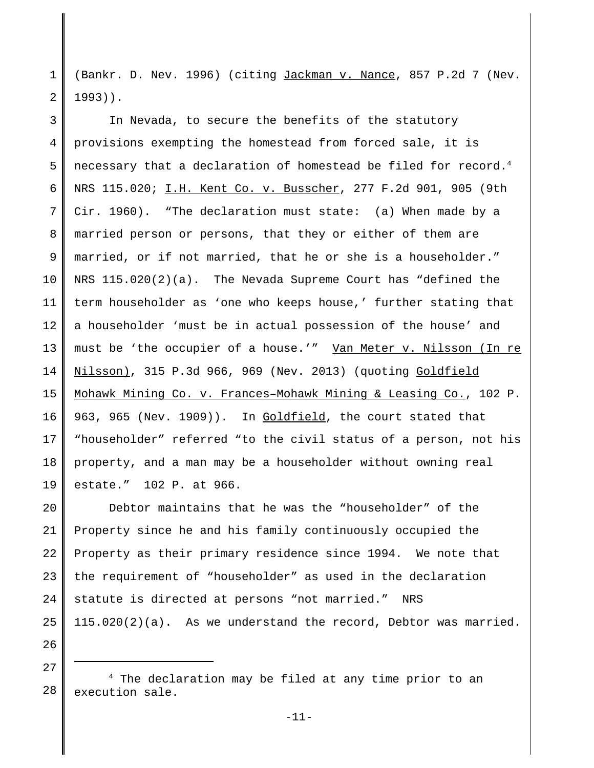(Bankr. D. Nev. 1996) (citing Jackman v. Nance, 857 P.2d 7 (Nev. 1993)).

In Nevada, to secure the benefits of the statutory provisions exempting the homestead from forced sale, it is necessary that a declaration of homestead be filed for record.[4] NRS 115.020; I.H. Kent Co. v. Busscher, 277 F.2d 901, 905 (9th Cir. 1960). "The declaration must state: (a) When made by a married person or persons, that they or either of them are married, or if not married, that he or she is a householder." NRS 115.020(2)(a). The Nevada Supreme Court has "defined the term householder as 'one who keeps house,' further stating that a householder 'must be in actual possession of the house' and must be 'the occupier of a house.'" Van Meter v. Nilsson (In re Nilsson), 315 P.3d 966, 969 (Nev. 2013) (quoting Goldfield Mohawk Mining Co. v. Frances–Mohawk Mining & Leasing Co., 102 P. 963, 965 (Nev. 1909)). In Goldfield, the court stated that "householder" referred "to the civil status of a person, not his property, and a man may be a householder without owning real estate." 102 P. at 966.

Debtor maintains that he was the "householder" of the Property since he and his family continuously occupied the Property as their primary residence since 1994. We note that the requirement of "householder" as used in the declaration statute is directed at persons "not married." NRS 115.020(2)(a). As we understand the record, Debtor was married.

---

[4] The declaration may be filed at any time prior to an execution sale.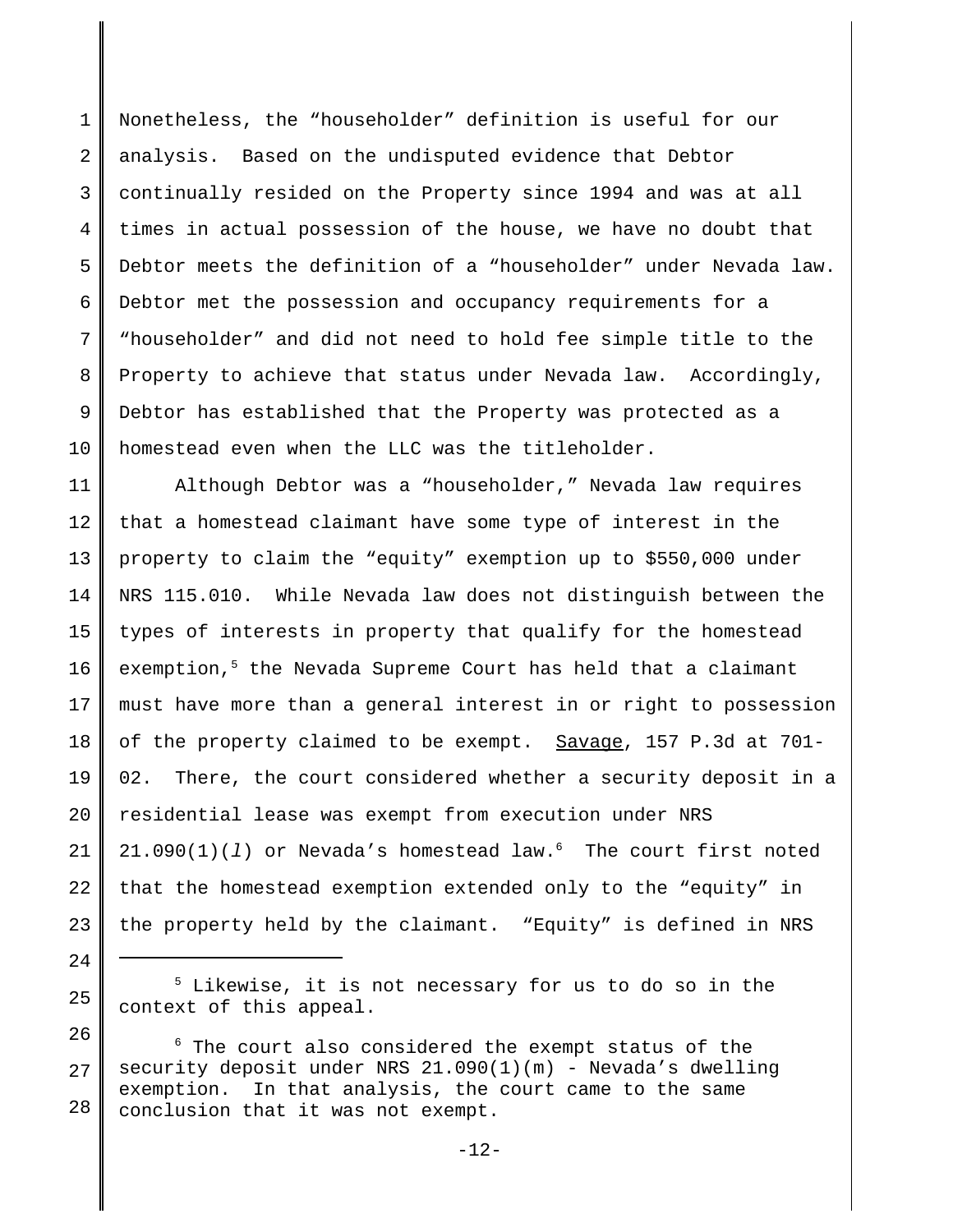Nonetheless, the "householder" definition is useful for our analysis. Based on the undisputed evidence that Debtor continually resided on the Property since 1994 and was at all times in actual possession of the house, we have no doubt that Debtor meets the definition of a "householder" under Nevada law. Debtor met the possession and occupancy requirements for a "householder" and did not need to hold fee simple title to the Property to achieve that status under Nevada law. Accordingly, Debtor has established that the Property was protected as a homestead even when the LLC was the titleholder.

Although Debtor was a "householder," Nevada law requires that a homestead claimant have some type of interest in the property to claim the "equity" exemption up to $550,000 under NRS 115.010. While Nevada law does not distinguish between the types of interests in property that qualify for the homestead exemption,[5] the Nevada Supreme Court has held that a claimant must have more than a general interest in or right to possession of the property claimed to be exempt. Savage, 157 P.3d at 701-02. There, the court considered whether a security deposit in a residential lease was exempt from execution under NRS 21.090(1)(*l*) or Nevada's homestead law.[6] The court first noted that the homestead exemption extended only to the "equity" in the property held by the claimant. "Equity" is defined in NRS

---

[5] Likewise, it is not necessary for us to do so in the context of this appeal.

[6] The court also considered the exempt status of the security deposit under NRS 21.090(1)(m) - Nevada's dwelling exemption. In that analysis, the court came to the same conclusion that it was not exempt.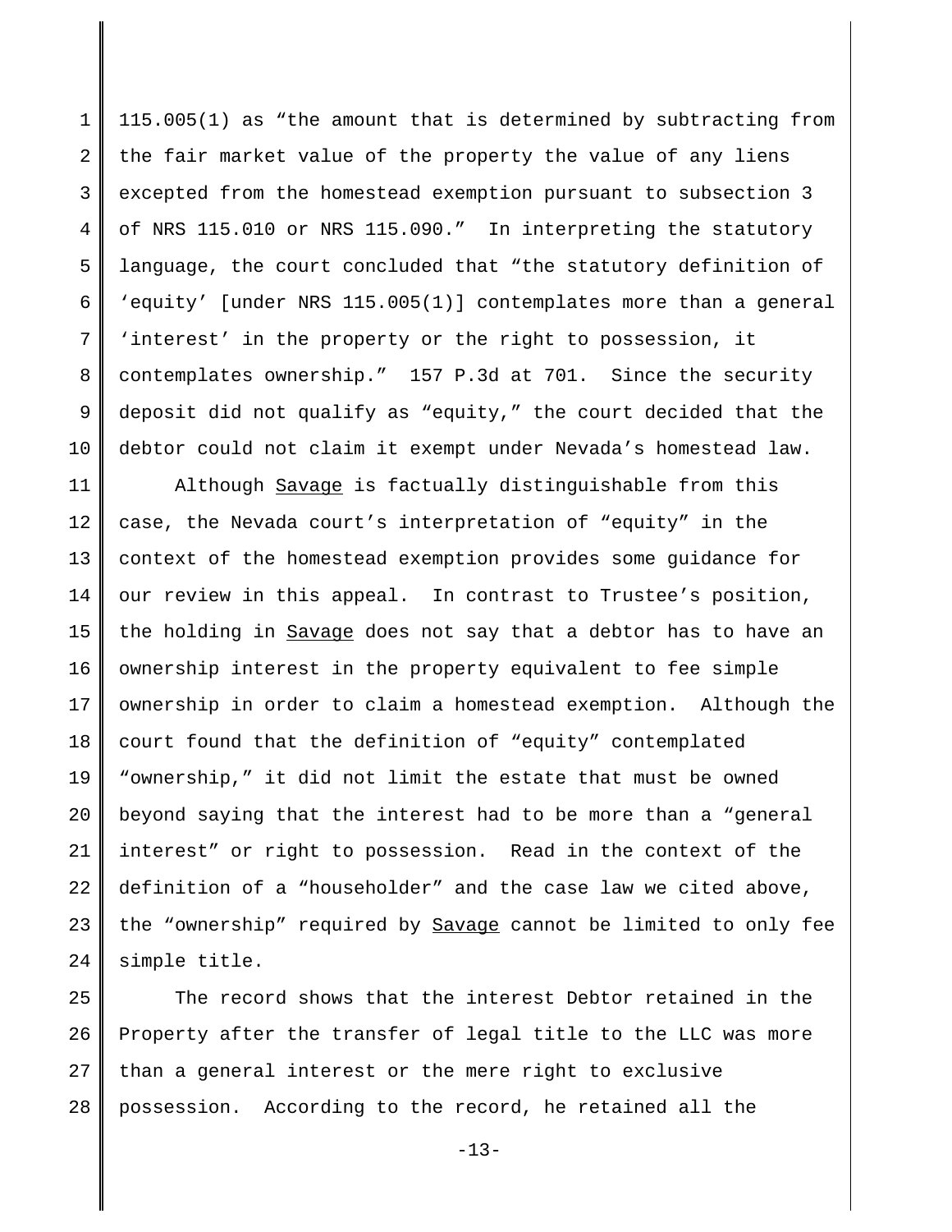115.005(1) as "the amount that is determined by subtracting from the fair market value of the property the value of any liens excepted from the homestead exemption pursuant to subsection 3 of NRS 115.010 or NRS 115.090." In interpreting the statutory language, the court concluded that "the statutory definition of 'equity' [under NRS 115.005(1)] contemplates more than a general 'interest' in the property or the right to possession, it contemplates ownership." 157 P.3d at 701. Since the security deposit did not qualify as "equity," the court decided that the debtor could not claim it exempt under Nevada's homestead law.

Although Savage is factually distinguishable from this case, the Nevada court's interpretation of "equity" in the context of the homestead exemption provides some guidance for our review in this appeal. In contrast to Trustee's position, the holding in Savage does not say that a debtor has to have an ownership interest in the property equivalent to fee simple ownership in order to claim a homestead exemption. Although the court found that the definition of "equity" contemplated "ownership," it did not limit the estate that must be owned beyond saying that the interest had to be more than a "general interest" or right to possession. Read in the context of the definition of a "householder" and the case law we cited above, the "ownership" required by Savage cannot be limited to only fee simple title.

The record shows that the interest Debtor retained in the Property after the transfer of legal title to the LLC was more than a general interest or the mere right to exclusive possession. According to the record, he retained all the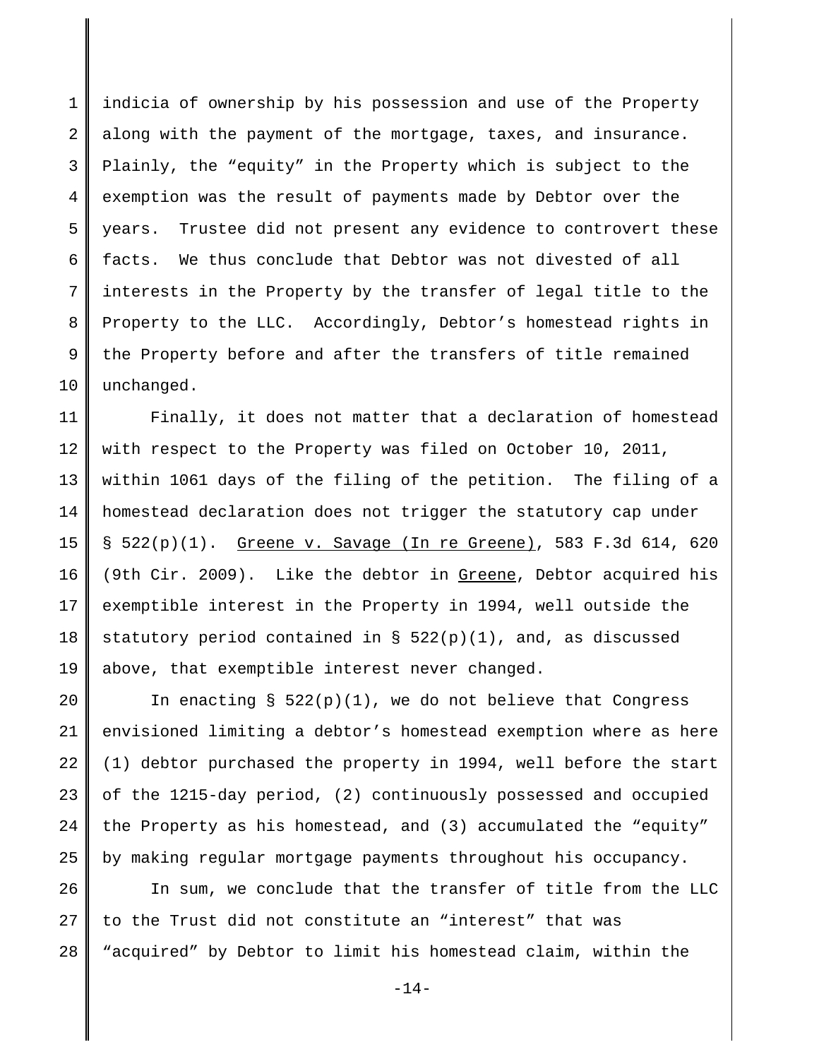indicia of ownership by his possession and use of the Property along with the payment of the mortgage, taxes, and insurance. Plainly, the "equity" in the Property which is subject to the exemption was the result of payments made by Debtor over the years. Trustee did not present any evidence to controvert these facts. We thus conclude that Debtor was not divested of all interests in the Property by the transfer of legal title to the Property to the LLC. Accordingly, Debtor's homestead rights in the Property before and after the transfers of title remained unchanged.

Finally, it does not matter that a declaration of homestead with respect to the Property was filed on October 10, 2011, within 1061 days of the filing of the petition. The filing of a homestead declaration does not trigger the statutory cap under § 522(p)(1). Greene v. Savage (In re Greene), 583 F.3d 614, 620 (9th Cir. 2009). Like the debtor in Greene, Debtor acquired his exemptible interest in the Property in 1994, well outside the statutory period contained in § 522(p)(1), and, as discussed above, that exemptible interest never changed.

In enacting § 522(p)(1), we do not believe that Congress envisioned limiting a debtor's homestead exemption where as here (1) debtor purchased the property in 1994, well before the start of the 1215-day period, (2) continuously possessed and occupied the Property as his homestead, and (3) accumulated the "equity" by making regular mortgage payments throughout his occupancy.

In sum, we conclude that the transfer of title from the LLC to the Trust did not constitute an "interest" that was "acquired" by Debtor to limit his homestead claim, within the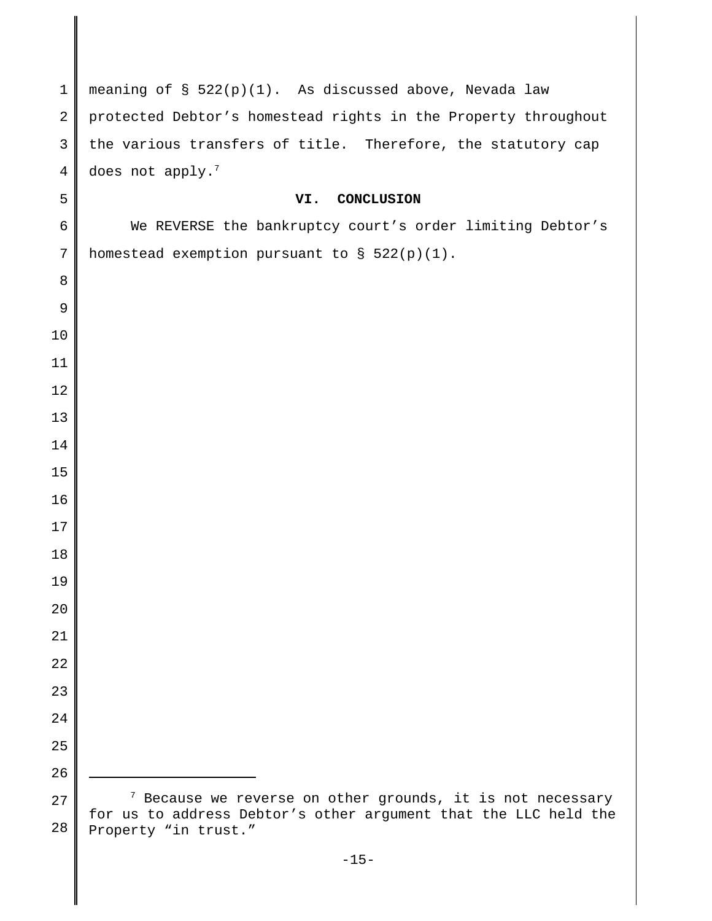meaning of § 522(p)(1). As discussed above, Nevada law protected Debtor's homestead rights in the Property throughout the various transfers of title. Therefore, the statutory cap does not apply.[7]

## VI. CONCLUSION

We REVERSE the bankruptcy court's order limiting Debtor's homestead exemption pursuant to § 522(p)(1).

---

[7] Because we reverse on other grounds, it is not necessary for us to address Debtor's other argument that the LLC held the Property "in trust."